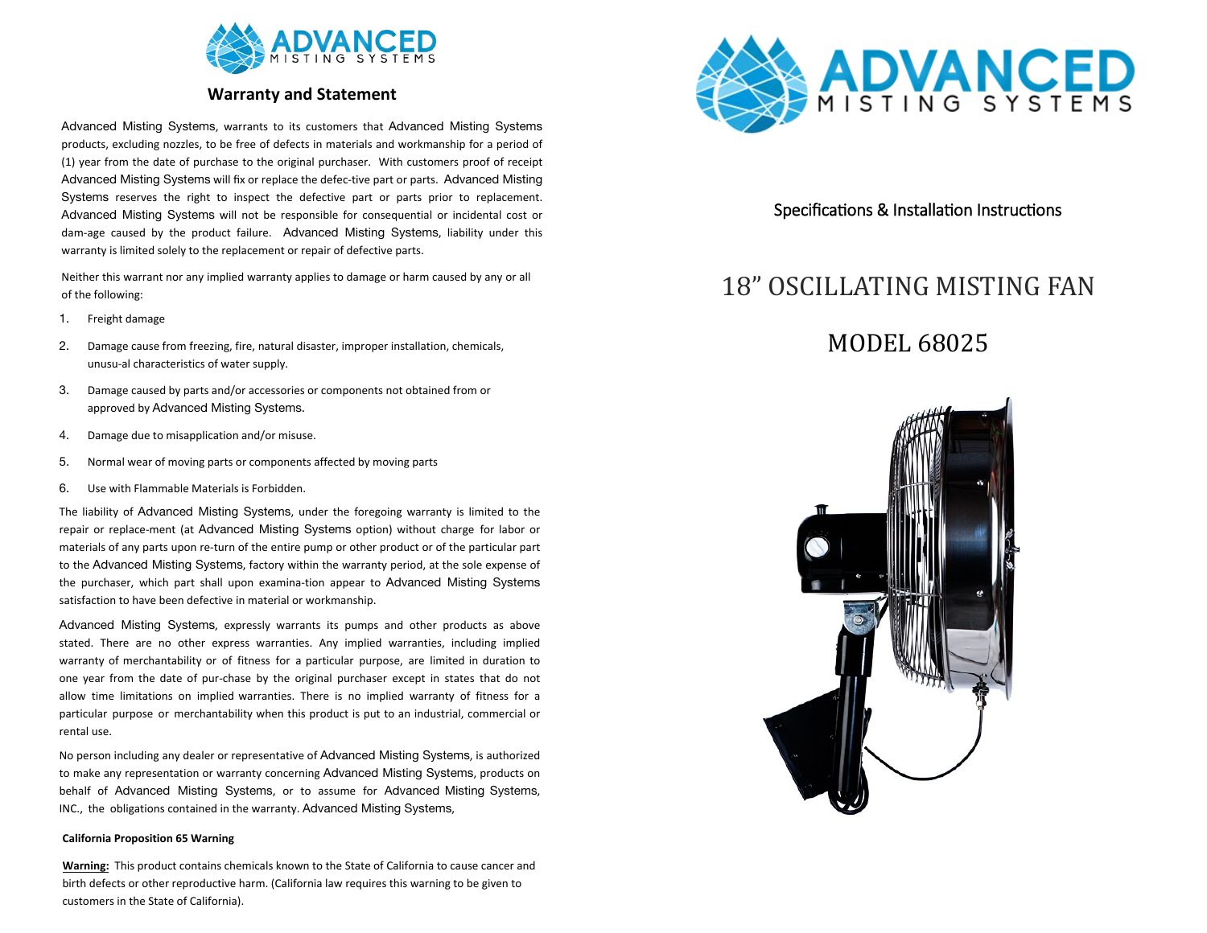## Warranty and Statement

Advanced Misting Systems, warrants to its customers that Advanced Misting Systems products, excluding nozzles, to be free of defects in materials and workmanship for a period of (1) year from the date of purchase to the original purchaser. With customers proof of receipt Advanced Misting Systems will fix or replace the defec-tive part or parts. Advanced Misting Systems reserves the right to inspect the defective part or parts prior to replacement. Advanced Misting Systems will not be responsible for consequential or incidental cost or dam-age caused by the product failure. Advanced Misting Systems, liability under this warranty is limited solely to the replacement or repair of defective parts.

Neither this warrant nor any implied warranty applies to damage or harm caused by any or all of the following:

1. Freight damage
2. Damage cause from freezing, fire, natural disaster, improper installation, chemicals, unusu-al characteristics of water supply.
3. Damage caused by parts and/or accessories or components not obtained from or approved by Advanced Misting Systems.
4. Damage due to misapplication and/or misuse.
5. Normal wear of moving parts or components affected by moving parts
6. Use with Flammable Materials is Forbidden.

The liability of Advanced Misting Systems, under the foregoing warranty is limited to the repair or replace-ment (at Advanced Misting Systems option) without charge for labor or materials of any parts upon re-turn of the entire pump or other product or of the particular part to the Advanced Misting Systems, factory within the warranty period, at the sole expense of the purchaser, which part shall upon examina-tion appear to Advanced Misting Systems satisfaction to have been defective in material or workmanship.

Advanced Misting Systems, expressly warrants its pumps and other products as above stated. There are no other express warranties. Any implied warranties, including implied warranty of merchantability or of fitness for a particular purpose, are limited in duration to one year from the date of pur-chase by the original purchaser except in states that do not allow time limitations on implied warranties. There is no implied warranty of fitness for a particular purpose or merchantability when this product is put to an industrial, commercial or rental use.

No person including any dealer or representative of Advanced Misting Systems, is authorized to make any representation or warranty concerning Advanced Misting Systems, products on behalf of Advanced Misting Systems, or to assume for Advanced Misting Systems, INC., the obligations contained in the warranty. Advanced Misting Systems,

**California Proposition 65 Warning**

**Warning:** This product contains chemicals known to the State of California to cause cancer and birth defects or other reproductive harm. (California law requires this warning to be given to customers in the State of California).

ADVANCED MISTING SYSTEMS

Specifications & Installation Instructions

# 18" OSCILLATING MISTING FAN

# MODEL 68025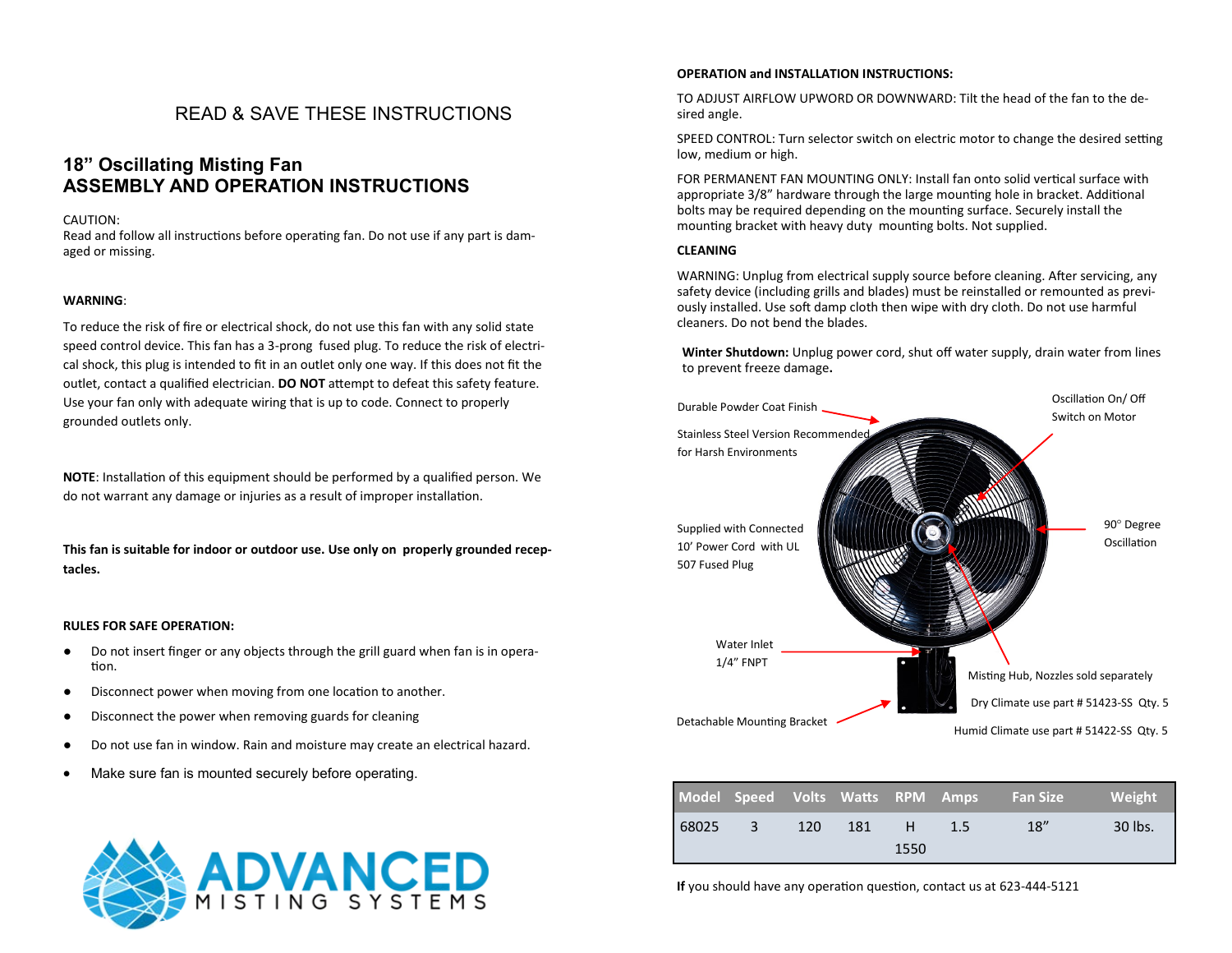READ & SAVE THESE INSTRUCTIONS

## 18” Oscillating Misting Fan
## ASSEMBLY AND OPERATION INSTRUCTIONS

CAUTION:
Read and follow all instructions before operating fan. Do not use if any part is damaged or missing.

**WARNING**:

To reduce the risk of fire or electrical shock, do not use this fan with any solid state speed control device. This fan has a 3-prong fused plug. To reduce the risk of electrical shock, this plug is intended to fit in an outlet only one way. If this does not fit the outlet, contact a qualified electrician. **DO NOT** attempt to defeat this safety feature. Use your fan only with adequate wiring that is up to code. Connect to properly grounded outlets only.

**NOTE**: Installation of this equipment should be performed by a qualified person. We do not warrant any damage or injuries as a result of improper installation.

**This fan is suitable for indoor or outdoor use. Use only on properly grounded receptacles.**

**RULES FOR SAFE OPERATION:**

- Do not insert finger or any objects through the grill guard when fan is in operation.
- Disconnect power when moving from one location to another.
- Disconnect the power when removing guards for cleaning
- Do not use fan in window. Rain and moisture may create an electrical hazard.
- Make sure fan is mounted securely before operating.

ADVANCED MISTING SYSTEMS

**OPERATION and INSTALLATION INSTRUCTIONS:**

TO ADJUST AIRFLOW UPWORD OR DOWNWARD: Tilt the head of the fan to the desired angle.

SPEED CONTROL: Turn selector switch on electric motor to change the desired setting low, medium or high.

FOR PERMANENT FAN MOUNTING ONLY: Install fan onto solid vertical surface with appropriate 3/8” hardware through the large mounting hole in bracket. Additional bolts may be required depending on the mounting surface. Securely install the mounting bracket with heavy duty mounting bolts. Not supplied.

**CLEANING**

WARNING: Unplug from electrical supply source before cleaning. After servicing, any safety device (including grills and blades) must be reinstalled or remounted as previously installed. Use soft damp cloth then wipe with dry cloth. Do not use harmful cleaners. Do not bend the blades.

**Winter Shutdown:** Unplug power cord, shut off water supply, drain water from lines to prevent freeze damage**.**

Durable Powder Coat Finish

Stainless Steel Version Recommended for Harsh Environments

Oscillation On/ Off Switch on Motor

Supplied with Connected 10’ Power Cord with UL 507 Fused Plug

90° Degree Oscillation

Water Inlet 1/4” FNPT

Misting Hub, Nozzles sold separately

Dry Climate use part # 51423-SS Qty. 5

Humid Climate use part # 51422-SS Qty. 5

Detachable Mounting Bracket

| Model | Speed | Volts | Watts | RPM | Amps | Fan Size | Weight |
|---|---|---|---|---|---|---|---|
| 68025 | 3 | 120 | 181 | H 1550 | 1.5 | 18” | 30 lbs. |

**If** you should have any operation question, contact us at 623-444-5121